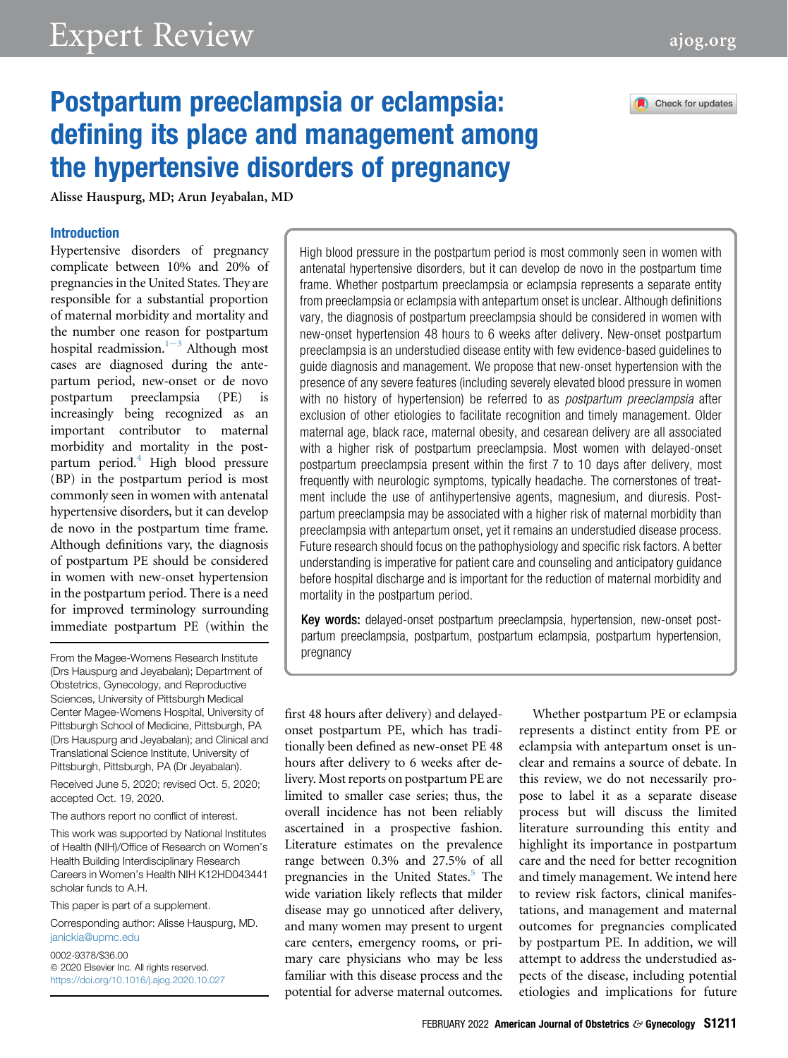# Postpartum preeclampsia or eclampsia: defining its place and management among the hypertensive disorders of pregnancy

Alisse Hauspurg, MD; Arun Jeyabalan, MD

High blood pressure in the postpartum period is most commonly seen in women with antenatal hypertensive disorders, but it can develop de novo in the postpartum time frame. Whether postpartum preeclampsia or eclampsia represents a separate entity from preeclampsia or eclampsia with antepartum onset is unclear. Although definitions vary, the diagnosis of postpartum preeclampsia should be considered in women with new-onset hypertension 48 hours to 6 weeks after delivery. New-onset postpartum preeclampsia is an understudied disease entity with few evidence-based guidelines to guide diagnosis and management. We propose that new-onset hypertension with the presence of any severe features (including severely elevated blood pressure in women with no history of hypertension) be referred to as *postpartum preeclampsia* after exclusion of other etiologies to facilitate recognition and timely management. Older maternal age, black race, maternal obesity, and cesarean delivery are all associated with a higher risk of postpartum preeclampsia. Most women with delayed-onset postpartum preeclampsia present within the first 7 to 10 days after delivery, most frequently with neurologic symptoms, typically headache. The cornerstones of treatment include the use of antihypertensive agents, magnesium, and diuresis. Postpartum preeclampsia may be associated with a higher risk of maternal morbidity than preeclampsia with antepartum onset, yet it remains an understudied disease process. Future research should focus on the pathophysiology and specific risk factors. A better understanding is imperative for patient care and counseling and anticipatory guidance before hospital discharge and is important for the reduction of maternal morbidity and mortality in the postpartum period.

**Key words:** delayed-onset postpartum preeclampsia, hypertension, new-onset postpartum preeclampsia, postpartum, postpartum eclampsia, postpartum hypertension, pregnancy

## Introduction

Hypertensive disorders of pregnancy complicate between 10% and 20% of pregnancies in the United States. They are responsible for a substantial proportion of maternal morbidity and mortality and the number one reason for postpartum hospital readmission.[1−3] Although most cases are diagnosed during the antepartum period, new-onset or de novo postpartum preeclampsia (PE) is increasingly being recognized as an important contributor to maternal morbidity and mortality in the postpartum period.[4] High blood pressure (BP) in the postpartum period is most commonly seen in women with antenatal hypertensive disorders, but it can develop de novo in the postpartum time frame. Although definitions vary, the diagnosis of postpartum PE should be considered in women with new-onset hypertension in the postpartum period. There is a need for improved terminology surrounding immediate postpartum PE (within the first 48 hours after delivery) and delayed-onset postpartum PE, which has traditionally been defined as new-onset PE 48 hours after delivery to 6 weeks after delivery. Most reports on postpartum PE are limited to smaller case series; thus, the overall incidence has not been reliably ascertained in a prospective fashion. Literature estimates on the prevalence range between 0.3% and 27.5% of all pregnancies in the United States.[5] The wide variation likely reflects that milder disease may go unnoticed after delivery, and many women may present to urgent care centers, emergency rooms, or primary care physicians who may be less familiar with this disease process and the potential for adverse maternal outcomes.

Whether postpartum PE or eclampsia represents a distinct entity from PE or eclampsia with antepartum onset is unclear and remains a source of debate. In this review, we do not necessarily propose to label it as a separate disease process but will discuss the limited literature surrounding this entity and highlight its importance in postpartum care and the need for better recognition and timely management. We intend here to review risk factors, clinical manifestations, and management and maternal outcomes for pregnancies complicated by postpartum PE. In addition, we will attempt to address the understudied aspects of the disease, including potential etiologies and implications for future

From the Magee-Womens Research Institute (Drs Hauspurg and Jeyabalan); Department of Obstetrics, Gynecology, and Reproductive Sciences, University of Pittsburgh Medical Center Magee-Womens Hospital, University of Pittsburgh School of Medicine, Pittsburgh, PA (Drs Hauspurg and Jeyabalan); and Clinical and Translational Science Institute, University of Pittsburgh, Pittsburgh, PA (Dr Jeyabalan).

Received June 5, 2020; revised Oct. 5, 2020; accepted Oct. 19, 2020.

The authors report no conflict of interest.

This work was supported by National Institutes of Health (NIH)/Office of Research on Women's Health Building Interdisciplinary Research Careers in Women's Health NIH K12HD043441 scholar funds to A.H.

This paper is part of a supplement.

Corresponding author: Alisse Hauspurg, MD. janickia@upmc.edu

0002-9378/$36.00
© 2020 Elsevier Inc. All rights reserved.
https://doi.org/10.1016/j.ajog.2020.10.027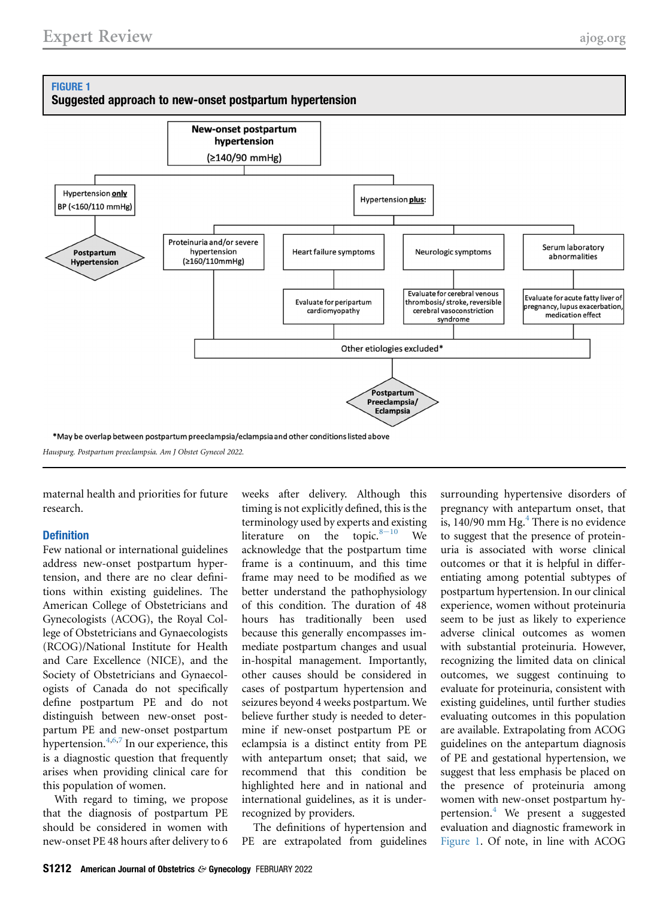**FIGURE 1**
**Suggested approach to new-onset postpartum hypertension**

New-onset postpartum hypertension (≥140/90 mmHg)

- Hypertension **only** BP (<160/110 mmHg) → **Postpartum Hypertension**
- Hypertension **plus:**
  - Proteinuria and/or severe hypertension (≥160/110mmHg)
  - Heart failure symptoms → Evaluate for peripartum cardiomyopathy
  - Neurologic symptoms → Evaluate for cerebral venous thrombosis/ stroke, reversible cerebral vasoconstriction syndrome
  - Serum laboratory abnormalities → Evaluate for acute fatty liver of pregnancy, lupus exacerbation, medication effect
  - → Other etiologies excluded* → **Postpartum Preeclampsia/ Eclampsia**

*May be overlap between postpartum preeclampsia/eclampsia and other conditions listed above

*Hauspurg. Postpartum preeclampsia. Am J Obstet Gynecol 2022.*

maternal health and priorities for future research.

## Definition

Few national or international guidelines address new-onset postpartum hypertension, and there are no clear definitions within existing guidelines. The American College of Obstetricians and Gynecologists (ACOG), the Royal College of Obstetricians and Gynaecologists (RCOG)/National Institute for Health and Care Excellence (NICE), and the Society of Obstetricians and Gynaecologists of Canada do not specifically define postpartum PE and do not distinguish between new-onset postpartum PE and new-onset postpartum hypertension.[4,6,7] In our experience, this is a diagnostic question that frequently arises when providing clinical care for this population of women.

With regard to timing, we propose that the diagnosis of postpartum PE should be considered in women with new-onset PE 48 hours after delivery to 6 weeks after delivery. Although this timing is not explicitly defined, this is the terminology used by experts and existing literature on the topic.[8–10] We acknowledge that the postpartum time frame is a continuum, and this time frame may need to be modified as we better understand the pathophysiology of this condition. The duration of 48 hours has traditionally been used because this generally encompasses immediate postpartum changes and usual in-hospital management. Importantly, other causes should be considered in cases of postpartum hypertension and seizures beyond 4 weeks postpartum. We believe further study is needed to determine if new-onset postpartum PE or eclampsia is a distinct entity from PE with antepartum onset; that said, we recommend that this condition be highlighted here and in national and international guidelines, as it is underrecognized by providers.

The definitions of hypertension and PE are extrapolated from guidelines surrounding hypertensive disorders of pregnancy with antepartum onset, that is, 140/90 mm Hg.[4] There is no evidence to suggest that the presence of proteinuria is associated with worse clinical outcomes or that it is helpful in differentiating among potential subtypes of postpartum hypertension. In our clinical experience, women without proteinuria seem to be just as likely to experience adverse clinical outcomes as women with substantial proteinuria. However, recognizing the limited data on clinical outcomes, we suggest continuing to evaluate for proteinuria, consistent with existing guidelines, until further studies evaluating outcomes in this population are available. Extrapolating from ACOG guidelines on the antepartum diagnosis of PE and gestational hypertension, we suggest that less emphasis be placed on the presence of proteinuria among women with new-onset postpartum hypertension.[4] We present a suggested evaluation and diagnostic framework in Figure 1. Of note, in line with ACOG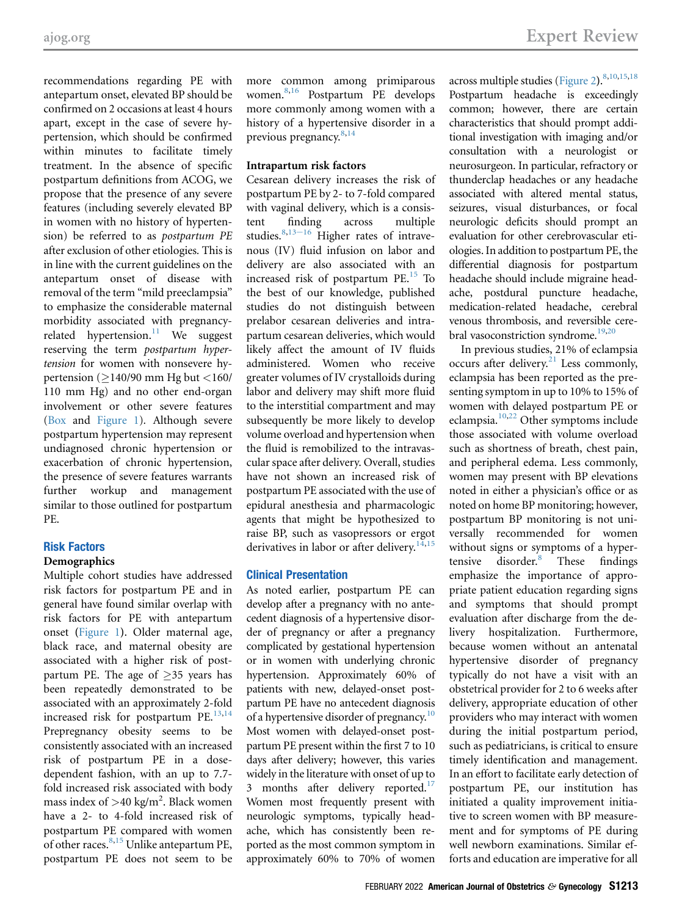recommendations regarding PE with antepartum onset, elevated BP should be confirmed on 2 occasions at least 4 hours apart, except in the case of severe hypertension, which should be confirmed within minutes to facilitate timely treatment. In the absence of specific postpartum definitions from ACOG, we propose that the presence of any severe features (including severely elevated BP in women with no history of hypertension) be referred to as *postpartum PE* after exclusion of other etiologies. This is in line with the current guidelines on the antepartum onset of disease with removal of the term "mild preeclampsia" to emphasize the considerable maternal morbidity associated with pregnancy-related hypertension.[11] We suggest reserving the term *postpartum hypertension* for women with nonsevere hypertension (≥140/90 mm Hg but <160/110 mm Hg) and no other end-organ involvement or other severe features (Box and Figure 1). Although severe postpartum hypertension may represent undiagnosed chronic hypertension or exacerbation of chronic hypertension, the presence of severe features warrants further workup and management similar to those outlined for postpartum PE.

## Risk Factors

### Demographics

Multiple cohort studies have addressed risk factors for postpartum PE and in general have found similar overlap with risk factors for PE with antepartum onset (Figure 1). Older maternal age, black race, and maternal obesity are associated with a higher risk of postpartum PE. The age of ≥35 years has been repeatedly demonstrated to be associated with an approximately 2-fold increased risk for postpartum PE.[13,14] Prepregnancy obesity seems to be consistently associated with an increased risk of postpartum PE in a dose-dependent fashion, with an up to 7.7-fold increased risk associated with body mass index of >40 kg/m$^2$. Black women have a 2- to 4-fold increased risk of postpartum PE compared with women of other races.[8,15] Unlike antepartum PE, postpartum PE does not seem to be more common among primiparous women.[8,16] Postpartum PE develops more commonly among women with a history of a hypertensive disorder in a previous pregnancy.[8,14]

### Intrapartum risk factors

Cesarean delivery increases the risk of postpartum PE by 2- to 7-fold compared with vaginal delivery, which is a consistent finding across multiple studies.[8,13–16] Higher rates of intravenous (IV) fluid infusion on labor and delivery are also associated with an increased risk of postpartum PE.[15] To the best of our knowledge, published studies do not distinguish between prelabor cesarean deliveries and intrapartum cesarean deliveries, which would likely affect the amount of IV fluids administered. Women who receive greater volumes of IV crystalloids during labor and delivery may shift more fluid to the interstitial compartment and may subsequently be more likely to develop volume overload and hypertension when the fluid is remobilized to the intravascular space after delivery. Overall, studies have not shown an increased risk of postpartum PE associated with the use of epidural anesthesia and pharmacologic agents that might be hypothesized to raise BP, such as vasopressors or ergot derivatives in labor or after delivery.[14,15]

## Clinical Presentation

As noted earlier, postpartum PE can develop after a pregnancy with no antecedent diagnosis of a hypertensive disorder of pregnancy or after a pregnancy complicated by gestational hypertension or in women with underlying chronic hypertension. Approximately 60% of patients with new, delayed-onset postpartum PE have no antecedent diagnosis of a hypertensive disorder of pregnancy.[10] Most women with delayed-onset postpartum PE present within the first 7 to 10 days after delivery; however, this varies widely in the literature with onset of up to 3 months after delivery reported.[17] Women most frequently present with neurologic symptoms, typically headache, which has consistently been reported as the most common symptom in approximately 60% to 70% of women across multiple studies (Figure 2).[8,10,15,18] Postpartum headache is exceedingly common; however, there are certain characteristics that should prompt additional investigation with imaging and/or consultation with a neurologist or neurosurgeon. In particular, refractory or thunderclap headaches or any headache associated with altered mental status, seizures, visual disturbances, or focal neurologic deficits should prompt an evaluation for other cerebrovascular etiologies. In addition to postpartum PE, the differential diagnosis for postpartum headache should include migraine headache, postdural puncture headache, medication-related headache, cerebral venous thrombosis, and reversible cerebral vasoconstriction syndrome.[19,20]

In previous studies, 21% of eclampsia occurs after delivery.[21] Less commonly, eclampsia has been reported as the presenting symptom in up to 10% to 15% of women with delayed postpartum PE or eclampsia.[10,22] Other symptoms include those associated with volume overload such as shortness of breath, chest pain, and peripheral edema. Less commonly, women may present with BP elevations noted in either a physician's office or as noted on home BP monitoring; however, postpartum BP monitoring is not universally recommended for women without signs or symptoms of a hypertensive disorder.[8] These findings emphasize the importance of appropriate patient education regarding signs and symptoms that should prompt evaluation after discharge from the delivery hospitalization. Furthermore, because women without an antenatal hypertensive disorder of pregnancy typically do not have a visit with an obstetrical provider for 2 to 6 weeks after delivery, appropriate education of other providers who may interact with women during the initial postpartum period, such as pediatricians, is critical to ensure timely identification and management. In an effort to facilitate early detection of postpartum PE, our institution has initiated a quality improvement initiative to screen women with BP measurement and for symptoms of PE during well newborn examinations. Similar efforts and education are imperative for all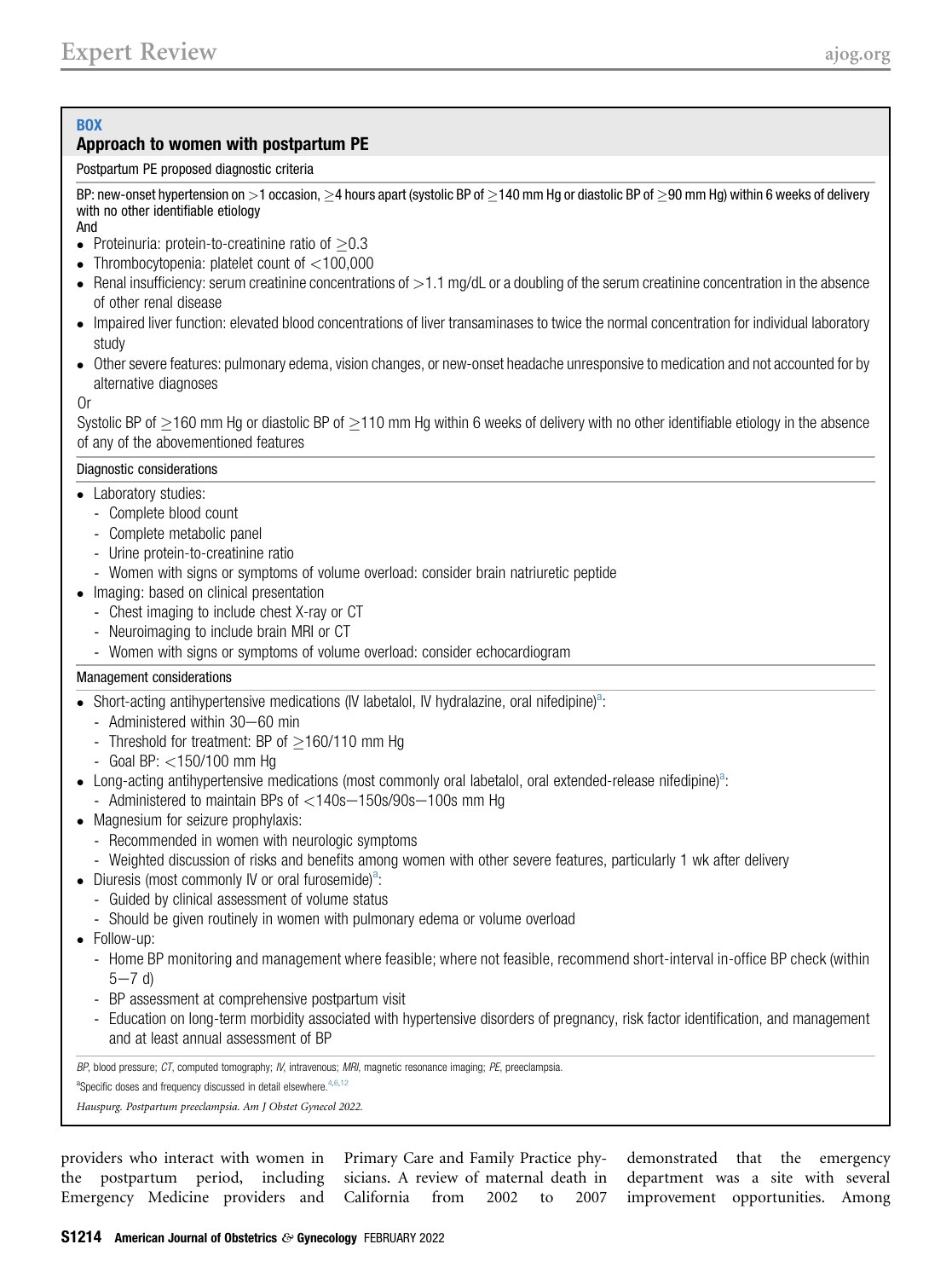## BOX

### Approach to women with postpartum PE

**Postpartum PE proposed diagnostic criteria**

BP: new-onset hypertension on >1 occasion, ≥4 hours apart (systolic BP of ≥140 mm Hg or diastolic BP of ≥90 mm Hg) within 6 weeks of delivery with no other identifiable etiology

And

- Proteinuria: protein-to-creatinine ratio of ≥0.3
- Thrombocytopenia: platelet count of <100,000
- Renal insufficiency: serum creatinine concentrations of >1.1 mg/dL or a doubling of the serum creatinine concentration in the absence of other renal disease
- Impaired liver function: elevated blood concentrations of liver transaminases to twice the normal concentration for individual laboratory study
- Other severe features: pulmonary edema, vision changes, or new-onset headache unresponsive to medication and not accounted for by alternative diagnoses

Or

Systolic BP of ≥160 mm Hg or diastolic BP of ≥110 mm Hg within 6 weeks of delivery with no other identifiable etiology in the absence of any of the abovementioned features

**Diagnostic considerations**

- Laboratory studies:
  - Complete blood count
  - Complete metabolic panel
  - Urine protein-to-creatinine ratio
  - Women with signs or symptoms of volume overload: consider brain natriuretic peptide
- Imaging: based on clinical presentation
  - Chest imaging to include chest X-ray or CT
  - Neuroimaging to include brain MRI or CT
  - Women with signs or symptoms of volume overload: consider echocardiogram

**Management considerations**

- Short-acting antihypertensive medications (IV labetalol, IV hydralazine, oral nifedipine)[a]:
  - Administered within 30−60 min
  - Threshold for treatment: BP of ≥160/110 mm Hg
  - Goal BP: <150/100 mm Hg
- Long-acting antihypertensive medications (most commonly oral labetalol, oral extended-release nifedipine)[a]:
  - Administered to maintain BPs of <140s−150s/90s−100s mm Hg
- Magnesium for seizure prophylaxis:
  - Recommended in women with neurologic symptoms
  - Weighted discussion of risks and benefits among women with other severe features, particularly 1 wk after delivery
- Diuresis (most commonly IV or oral furosemide)[a]:
  - Guided by clinical assessment of volume status
  - Should be given routinely in women with pulmonary edema or volume overload
- Follow-up:
  - Home BP monitoring and management where feasible; where not feasible, recommend short-interval in-office BP check (within 5−7 d)
  - BP assessment at comprehensive postpartum visit
  - Education on long-term morbidity associated with hypertensive disorders of pregnancy, risk factor identification, and management and at least annual assessment of BP

*BP*, blood pressure; *CT*, computed tomography; *IV*, intravenous; *MRI*, magnetic resonance imaging; *PE*, preeclampsia.

[a]Specific doses and frequency discussed in detail elsewhere.[4,6,12]

*Hauspurg. Postpartum preeclampsia. Am J Obstet Gynecol 2022.*

providers who interact with women in the postpartum period, including Emergency Medicine providers and Primary Care and Family Practice physicians. A review of maternal death in California from 2002 to 2007 demonstrated that the emergency department was a site with several improvement opportunities. Among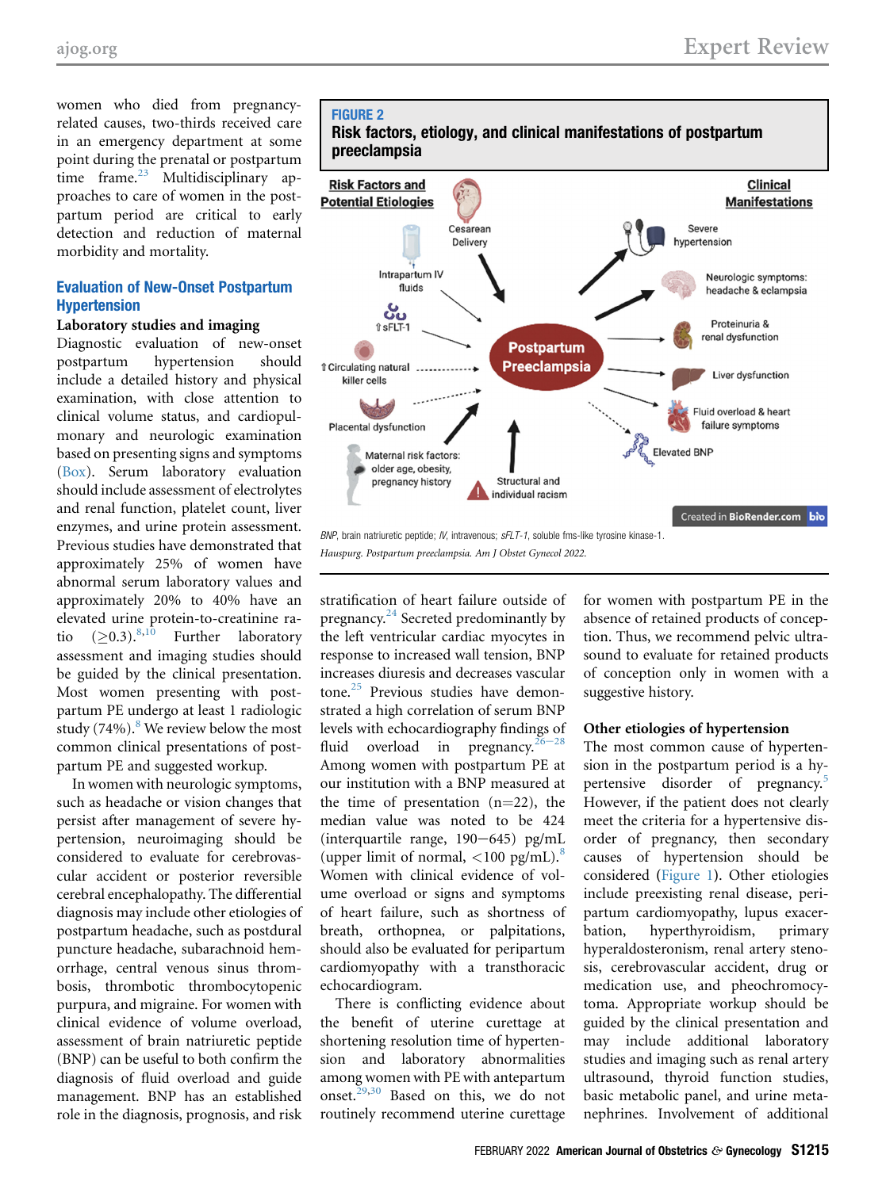women who died from pregnancy-related causes, two-thirds received care in an emergency department at some point during the prenatal or postpartum time frame.[23] Multidisciplinary approaches to care of women in the postpartum period are critical to early detection and reduction of maternal morbidity and mortality.

## Evaluation of New-Onset Postpartum Hypertension

### Laboratory studies and imaging

Diagnostic evaluation of new-onset postpartum hypertension should include a detailed history and physical examination, with close attention to clinical volume status, and cardiopulmonary and neurologic examination based on presenting signs and symptoms (Box). Serum laboratory evaluation should include assessment of electrolytes and renal function, platelet count, liver enzymes, and urine protein assessment. Previous studies have demonstrated that approximately 25% of women have abnormal serum laboratory values and approximately 20% to 40% have an elevated urine protein-to-creatinine ratio (≥0.3).[8,10] Further laboratory assessment and imaging studies should be guided by the clinical presentation. Most women presenting with postpartum PE undergo at least 1 radiologic study (74%).[8] We review below the most common clinical presentations of postpartum PE and suggested workup.

In women with neurologic symptoms, such as headache or vision changes that persist after management of severe hypertension, neuroimaging should be considered to evaluate for cerebrovascular accident or posterior reversible cerebral encephalopathy. The differential diagnosis may include other etiologies of postpartum headache, such as postdural puncture headache, subarachnoid hemorrhage, central venous sinus thrombosis, thrombotic thrombocytopenic purpura, and migraine. For women with clinical evidence of volume overload, assessment of brain natriuretic peptide (BNP) can be useful to both confirm the diagnosis of fluid overload and guide management. BNP has an established role in the diagnosis, prognosis, and risk stratification of heart failure outside of pregnancy.[24] Secreted predominantly by the left ventricular cardiac myocytes in response to increased wall tension, BNP increases diuresis and decreases vascular tone.[25] Previous studies have demonstrated a high correlation of serum BNP levels with echocardiography findings of fluid overload in pregnancy.[26–28] Among women with postpartum PE at our institution with a BNP measured at the time of presentation (n=22), the median value was noted to be 424 (interquartile range, 190−645) pg/mL (upper limit of normal, <100 pg/mL).[8] Women with clinical evidence of volume overload or signs and symptoms of heart failure, such as shortness of breath, orthopnea, or palpitations, should also be evaluated for peripartum cardiomyopathy with a transthoracic echocardiogram.

There is conflicting evidence about the benefit of uterine curettage at shortening resolution time of hypertension and laboratory abnormalities among women with PE with antepartum onset.[29,30] Based on this, we do not routinely recommend uterine curettage for women with postpartum PE in the absence of retained products of conception. Thus, we recommend pelvic ultrasound to evaluate for retained products of conception only in women with a suggestive history.

### Other etiologies of hypertension

The most common cause of hypertension in the postpartum period is a hypertensive disorder of pregnancy.[5] However, if the patient does not clearly meet the criteria for a hypertensive disorder of pregnancy, then secondary causes of hypertension should be considered (Figure 1). Other etiologies include preexisting renal disease, peripartum cardiomyopathy, lupus exacerbation, hyperthyroidism, primary hyperaldosteronism, renal artery stenosis, cerebrovascular accident, drug or medication use, and pheochromocytoma. Appropriate workup should be guided by the clinical presentation and may include additional laboratory studies and imaging such as renal artery ultrasound, thyroid function studies, basic metabolic panel, and urine metanephrines. Involvement of additional

**FIGURE 2**
**Risk factors, etiology, and clinical manifestations of postpartum preeclampsia**

*BNP*, brain natriuretic peptide; *IV*, intravenous; *sFLT-1*, soluble fms-like tyrosine kinase-1.

*Hauspurg. Postpartum preeclampsia. Am J Obstet Gynecol 2022.*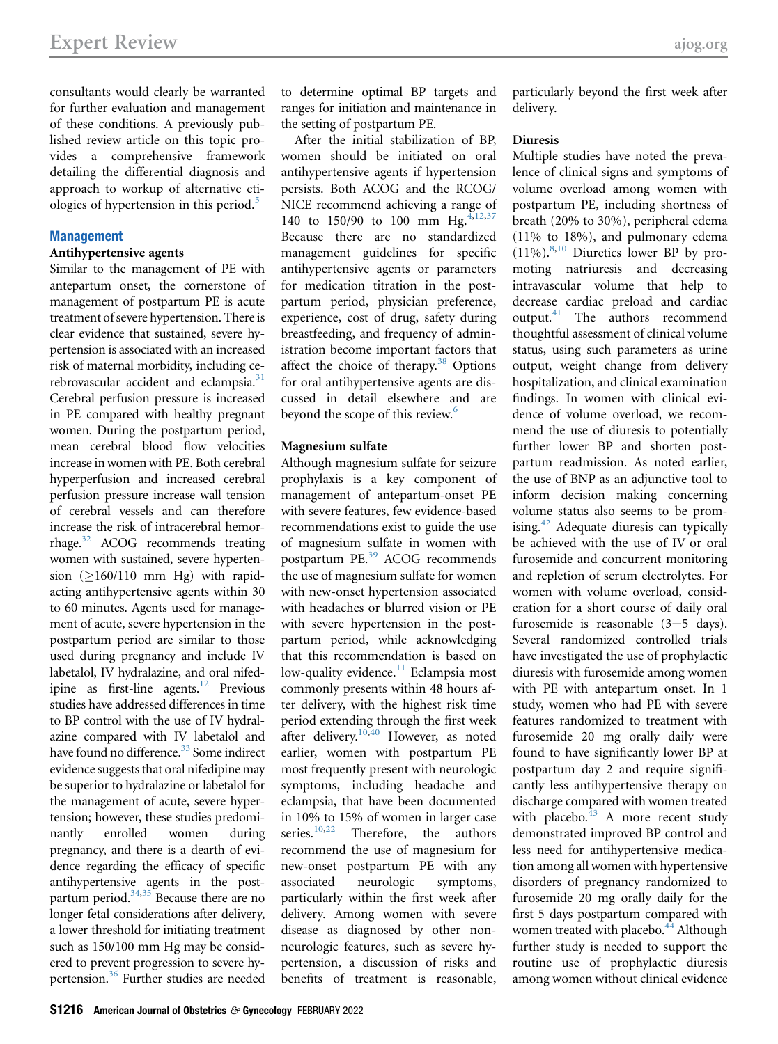consultants would clearly be warranted for further evaluation and management of these conditions. A previously published review article on this topic provides a comprehensive framework detailing the differential diagnosis and approach to workup of alternative etiologies of hypertension in this period.[5]

## Management

### Antihypertensive agents

Similar to the management of PE with antepartum onset, the cornerstone of management of postpartum PE is acute treatment of severe hypertension. There is clear evidence that sustained, severe hypertension is associated with an increased risk of maternal morbidity, including cerebrovascular accident and eclampsia.[31] Cerebral perfusion pressure is increased in PE compared with healthy pregnant women. During the postpartum period, mean cerebral blood flow velocities increase in women with PE. Both cerebral hyperperfusion and increased cerebral perfusion pressure increase wall tension of cerebral vessels and can therefore increase the risk of intracerebral hemorrhage.[32] ACOG recommends treating women with sustained, severe hypertension (≥160/110 mm Hg) with rapid-acting antihypertensive agents within 30 to 60 minutes. Agents used for management of acute, severe hypertension in the postpartum period are similar to those used during pregnancy and include IV labetalol, IV hydralazine, and oral nifedipine as first-line agents.[12] Previous studies have addressed differences in time to BP control with the use of IV hydralazine compared with IV labetalol and have found no difference.[33] Some indirect evidence suggests that oral nifedipine may be superior to hydralazine or labetalol for the management of acute, severe hypertension; however, these studies predominantly enrolled women during pregnancy, and there is a dearth of evidence regarding the efficacy of specific antihypertensive agents in the postpartum period.[34,35] Because there are no longer fetal considerations after delivery, a lower threshold for initiating treatment such as 150/100 mm Hg may be considered to prevent progression to severe hypertension.[36] Further studies are needed to determine optimal BP targets and ranges for initiation and maintenance in the setting of postpartum PE.

After the initial stabilization of BP, women should be initiated on oral antihypertensive agents if hypertension persists. Both ACOG and the RCOG/NICE recommend achieving a range of 140 to 150/90 to 100 mm Hg.[4,12,37] Because there are no standardized management guidelines for specific antihypertensive agents or parameters for medication titration in the postpartum period, physician preference, experience, cost of drug, safety during breastfeeding, and frequency of administration become important factors that affect the choice of therapy.[38] Options for oral antihypertensive agents are discussed in detail elsewhere and are beyond the scope of this review.[6]

### Magnesium sulfate

Although magnesium sulfate for seizure prophylaxis is a key component of management of antepartum-onset PE with severe features, few evidence-based recommendations exist to guide the use of magnesium sulfate in women with postpartum PE.[39] ACOG recommends the use of magnesium sulfate for women with new-onset hypertension associated with headaches or blurred vision or PE with severe hypertension in the postpartum period, while acknowledging that this recommendation is based on low-quality evidence.[11] Eclampsia most commonly presents within 48 hours after delivery, with the highest risk time period extending through the first week after delivery.[10,40] However, as noted earlier, women with postpartum PE most frequently present with neurologic symptoms, including headache and eclampsia, that have been documented in 10% to 15% of women in larger case series.[10,22] Therefore, the authors recommend the use of magnesium for new-onset postpartum PE with any associated neurologic symptoms, particularly within the first week after delivery. Among women with severe disease as diagnosed by other nonneurologic features, such as severe hypertension, a discussion of risks and benefits of treatment is reasonable, particularly beyond the first week after delivery.

### Diuresis

Multiple studies have noted the prevalence of clinical signs and symptoms of volume overload among women with postpartum PE, including shortness of breath (20% to 30%), peripheral edema (11% to 18%), and pulmonary edema (11%).[8,10] Diuretics lower BP by promoting natriuresis and decreasing intravascular volume that help to decrease cardiac preload and cardiac output.[41] The authors recommend thoughtful assessment of clinical volume status, using such parameters as urine output, weight change from delivery hospitalization, and clinical examination findings. In women with clinical evidence of volume overload, we recommend the use of diuresis to potentially further lower BP and shorten postpartum readmission. As noted earlier, the use of BNP as an adjunctive tool to inform decision making concerning volume status also seems to be promising.[42] Adequate diuresis can typically be achieved with the use of IV or oral furosemide and concurrent monitoring and repletion of serum electrolytes. For women with volume overload, consideration for a short course of daily oral furosemide is reasonable (3−5 days). Several randomized controlled trials have investigated the use of prophylactic diuresis with furosemide among women with PE with antepartum onset. In 1 study, women who had PE with severe features randomized to treatment with furosemide 20 mg orally daily were found to have significantly lower BP at postpartum day 2 and require significantly less antihypertensive therapy on discharge compared with women treated with placebo.[43] A more recent study demonstrated improved BP control and less need for antihypertensive medication among all women with hypertensive disorders of pregnancy randomized to furosemide 20 mg orally daily for the first 5 days postpartum compared with women treated with placebo.[44] Although further study is needed to support the routine use of prophylactic diuresis among women without clinical evidence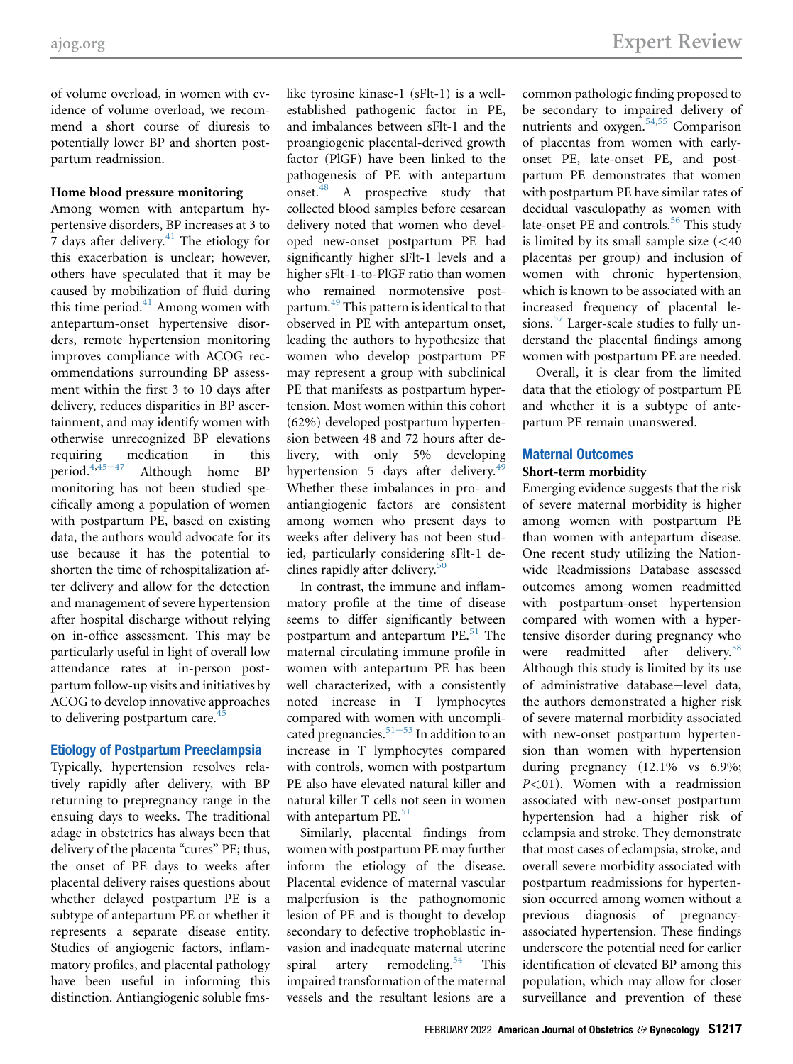of volume overload, in women with evidence of volume overload, we recommend a short course of diuresis to potentially lower BP and shorten postpartum readmission.

**Home blood pressure monitoring**

Among women with antepartum hypertensive disorders, BP increases at 3 to 7 days after delivery.[41] The etiology for this exacerbation is unclear; however, others have speculated that it may be caused by mobilization of fluid during this time period.[41] Among women with antepartum-onset hypertensive disorders, remote hypertension monitoring improves compliance with ACOG recommendations surrounding BP assessment within the first 3 to 10 days after delivery, reduces disparities in BP ascertainment, and may identify women with otherwise unrecognized BP elevations requiring medication in this period.[4,45–47] Although home BP monitoring has not been studied specifically among a population of women with postpartum PE, based on existing data, the authors would advocate for its use because it has the potential to shorten the time of rehospitalization after delivery and allow for the detection and management of severe hypertension after hospital discharge without relying on in-office assessment. This may be particularly useful in light of overall low attendance rates at in-person postpartum follow-up visits and initiatives by ACOG to develop innovative approaches to delivering postpartum care.[45]

## Etiology of Postpartum Preeclampsia

Typically, hypertension resolves relatively rapidly after delivery, with BP returning to prepregnancy range in the ensuing days to weeks. The traditional adage in obstetrics has always been that delivery of the placenta "cures" PE; thus, the onset of PE days to weeks after placental delivery raises questions about whether delayed postpartum PE is a subtype of antepartum PE or whether it represents a separate disease entity. Studies of angiogenic factors, inflammatory profiles, and placental pathology have been useful in informing this distinction. Antiangiogenic soluble fms-like tyrosine kinase-1 (sFlt-1) is a well-established pathogenic factor in PE, and imbalances between sFlt-1 and the proangiogenic placental-derived growth factor (PlGF) have been linked to the pathogenesis of PE with antepartum onset.[48] A prospective study that collected blood samples before cesarean delivery noted that women who developed new-onset postpartum PE had significantly higher sFlt-1 levels and a higher sFlt-1-to-PlGF ratio than women who remained normotensive postpartum.[49] This pattern is identical to that observed in PE with antepartum onset, leading the authors to hypothesize that women who develop postpartum PE may represent a group with subclinical PE that manifests as postpartum hypertension. Most women within this cohort (62%) developed postpartum hypertension between 48 and 72 hours after delivery, with only 5% developing hypertension 5 days after delivery.[49] Whether these imbalances in pro- and antiangiogenic factors are consistent among women who present days to weeks after delivery has not been studied, particularly considering sFlt-1 declines rapidly after delivery.[50]

In contrast, the immune and inflammatory profile at the time of disease seems to differ significantly between postpartum and antepartum PE.[51] The maternal circulating immune profile in women with antepartum PE has been well characterized, with a consistently noted increase in T lymphocytes compared with women with uncomplicated pregnancies.[51–53] In addition to an increase in T lymphocytes compared with controls, women with postpartum PE also have elevated natural killer and natural killer T cells not seen in women with antepartum PE.[51]

Similarly, placental findings from women with postpartum PE may further inform the etiology of the disease. Placental evidence of maternal vascular malperfusion is the pathognomonic lesion of PE and is thought to develop secondary to defective trophoblastic invasion and inadequate maternal uterine spiral artery remodeling.[54] This impaired transformation of the maternal vessels and the resultant lesions are a common pathologic finding proposed to be secondary to impaired delivery of nutrients and oxygen.[54,55] Comparison of placentas from women with early-onset PE, late-onset PE, and postpartum PE demonstrates that women with postpartum PE have similar rates of decidual vasculopathy as women with late-onset PE and controls.[56] This study is limited by its small sample size (<40 placentas per group) and inclusion of women with chronic hypertension, which is known to be associated with an increased frequency of placental lesions.[57] Larger-scale studies to fully understand the placental findings among women with postpartum PE are needed.

Overall, it is clear from the limited data that the etiology of postpartum PE and whether it is a subtype of antepartum PE remain unanswered.

## Maternal Outcomes

**Short-term morbidity**

Emerging evidence suggests that the risk of severe maternal morbidity is higher among women with postpartum PE than women with antepartum disease. One recent study utilizing the Nationwide Readmissions Database assessed outcomes among women readmitted with postpartum-onset hypertension compared with women with a hypertensive disorder during pregnancy who were readmitted after delivery.[58] Although this study is limited by its use of administrative database–level data, the authors demonstrated a higher risk of severe maternal morbidity associated with new-onset postpartum hypertension than women with hypertension during pregnancy (12.1% vs 6.9%; $P<.01$). Women with a readmission associated with new-onset postpartum hypertension had a higher risk of eclampsia and stroke. They demonstrate that most cases of eclampsia, stroke, and overall severe morbidity associated with postpartum readmissions for hypertension occurred among women without a previous diagnosis of pregnancy-associated hypertension. These findings underscore the potential need for earlier identification of elevated BP among this population, which may allow for closer surveillance and prevention of these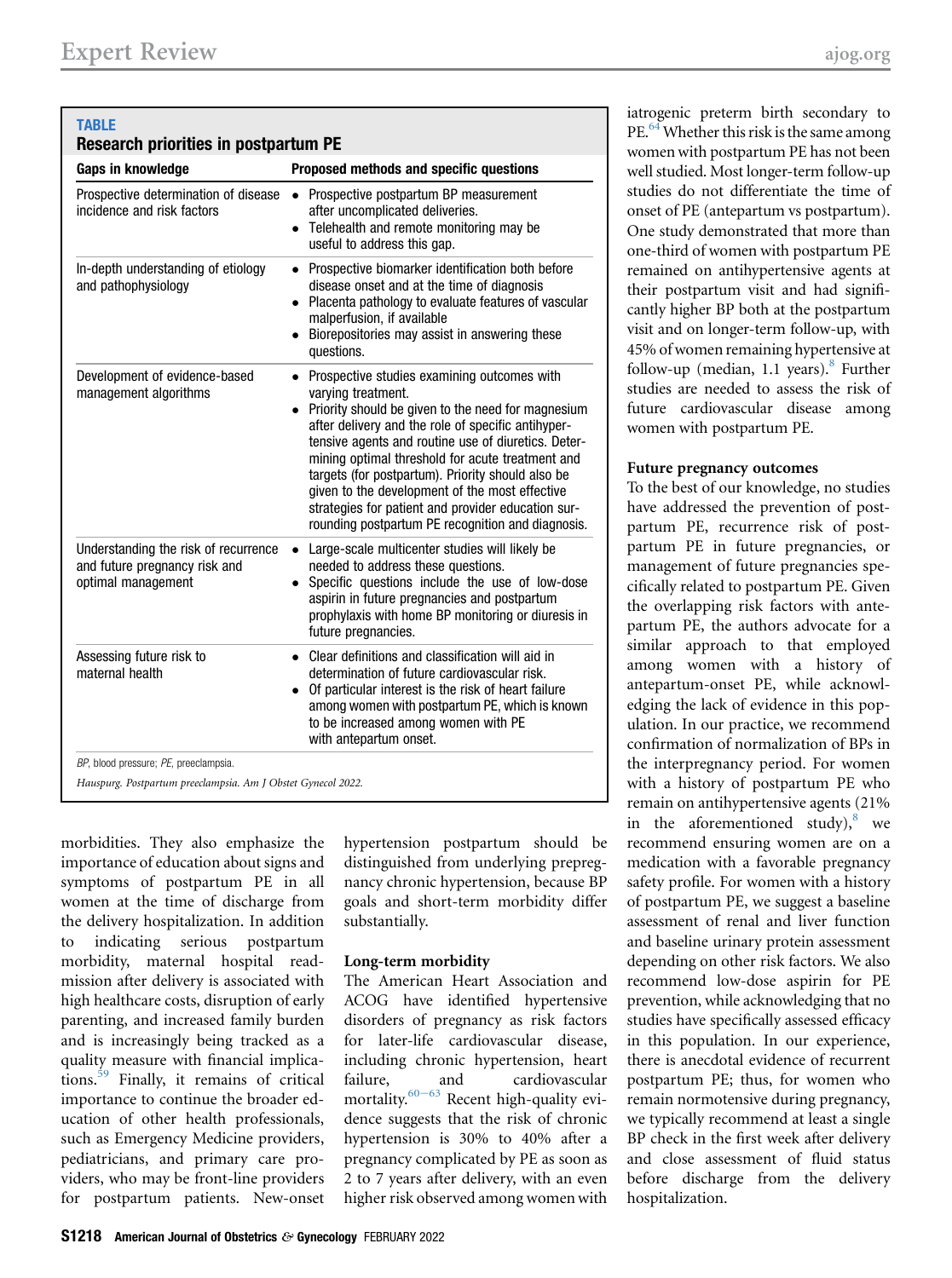**TABLE**

**Research priorities in postpartum PE**

| Gaps in knowledge | Proposed methods and specific questions |
|---|---|
| Prospective determination of disease incidence and risk factors | • Prospective postpartum BP measurement after uncomplicated deliveries. • Telehealth and remote monitoring may be useful to address this gap. |
| In-depth understanding of etiology and pathophysiology | • Prospective biomarker identification both before disease onset and at the time of diagnosis • Placenta pathology to evaluate features of vascular malperfusion, if available • Biorepositories may assist in answering these questions. |
| Development of evidence-based management algorithms | • Prospective studies examining outcomes with varying treatment. • Priority should be given to the need for magnesium after delivery and the role of specific antihypertensive agents and routine use of diuretics. Determining optimal threshold for acute treatment and targets (for postpartum). Priority should also be given to the development of the most effective strategies for patient and provider education surrounding postpartum PE recognition and diagnosis. |
| Understanding the risk of recurrence and future pregnancy risk and optimal management | • Large-scale multicenter studies will likely be needed to address these questions. • Specific questions include the use of low-dose aspirin in future pregnancies and postpartum prophylaxis with home BP monitoring or diuresis in future pregnancies. |
| Assessing future risk to maternal health | • Clear definitions and classification will aid in determination of future cardiovascular risk. • Of particular interest is the risk of heart failure among women with postpartum PE, which is known to be increased among women with PE with antepartum onset. |

*BP*, blood pressure; *PE*, preeclampsia.

*Hauspurg. Postpartum preeclampsia. Am J Obstet Gynecol 2022.*

morbidities. They also emphasize the importance of education about signs and symptoms of postpartum PE in all women at the time of discharge from the delivery hospitalization. In addition to indicating serious postpartum morbidity, maternal hospital readmission after delivery is associated with high healthcare costs, disruption of early parenting, and increased family burden and is increasingly being tracked as a quality measure with financial implications.[59] Finally, it remains of critical importance to continue the broader education of other health professionals, such as Emergency Medicine providers, pediatricians, and primary care providers, who may be front-line providers for postpartum patients. New-onset hypertension postpartum should be distinguished from underlying prepregnancy chronic hypertension, because BP goals and short-term morbidity differ substantially.

### Long-term morbidity

The American Heart Association and ACOG have identified hypertensive disorders of pregnancy as risk factors for later-life cardiovascular disease, including chronic hypertension, heart failure, and cardiovascular mortality.[60–63] Recent high-quality evidence suggests that the risk of chronic hypertension is 30% to 40% after a pregnancy complicated by PE as soon as 2 to 7 years after delivery, with an even higher risk observed among women with iatrogenic preterm birth secondary to PE.[64] Whether this risk is the same among women with postpartum PE has not been well studied. Most longer-term follow-up studies do not differentiate the time of onset of PE (antepartum vs postpartum). One study demonstrated that more than one-third of women with postpartum PE remained on antihypertensive agents at their postpartum visit and had significantly higher BP both at the postpartum visit and on longer-term follow-up, with 45% of women remaining hypertensive at follow-up (median, 1.1 years).[8] Further studies are needed to assess the risk of future cardiovascular disease among women with postpartum PE.

### Future pregnancy outcomes

To the best of our knowledge, no studies have addressed the prevention of postpartum PE, recurrence risk of postpartum PE in future pregnancies, or management of future pregnancies specifically related to postpartum PE. Given the overlapping risk factors with antepartum PE, the authors advocate for a similar approach to that employed among women with a history of antepartum-onset PE, while acknowledging the lack of evidence in this population. In our practice, we recommend confirmation of normalization of BPs in the interpregnancy period. For women with a history of postpartum PE who remain on antihypertensive agents (21% in the aforementioned study),[8] we recommend ensuring women are on a medication with a favorable pregnancy safety profile. For women with a history of postpartum PE, we suggest a baseline assessment of renal and liver function and baseline urinary protein assessment depending on other risk factors. We also recommend low-dose aspirin for PE prevention, while acknowledging that no studies have specifically assessed efficacy in this population. In our experience, there is anecdotal evidence of recurrent postpartum PE; thus, for women who remain normotensive during pregnancy, we typically recommend at least a single BP check in the first week after delivery and close assessment of fluid status before discharge from the delivery hospitalization.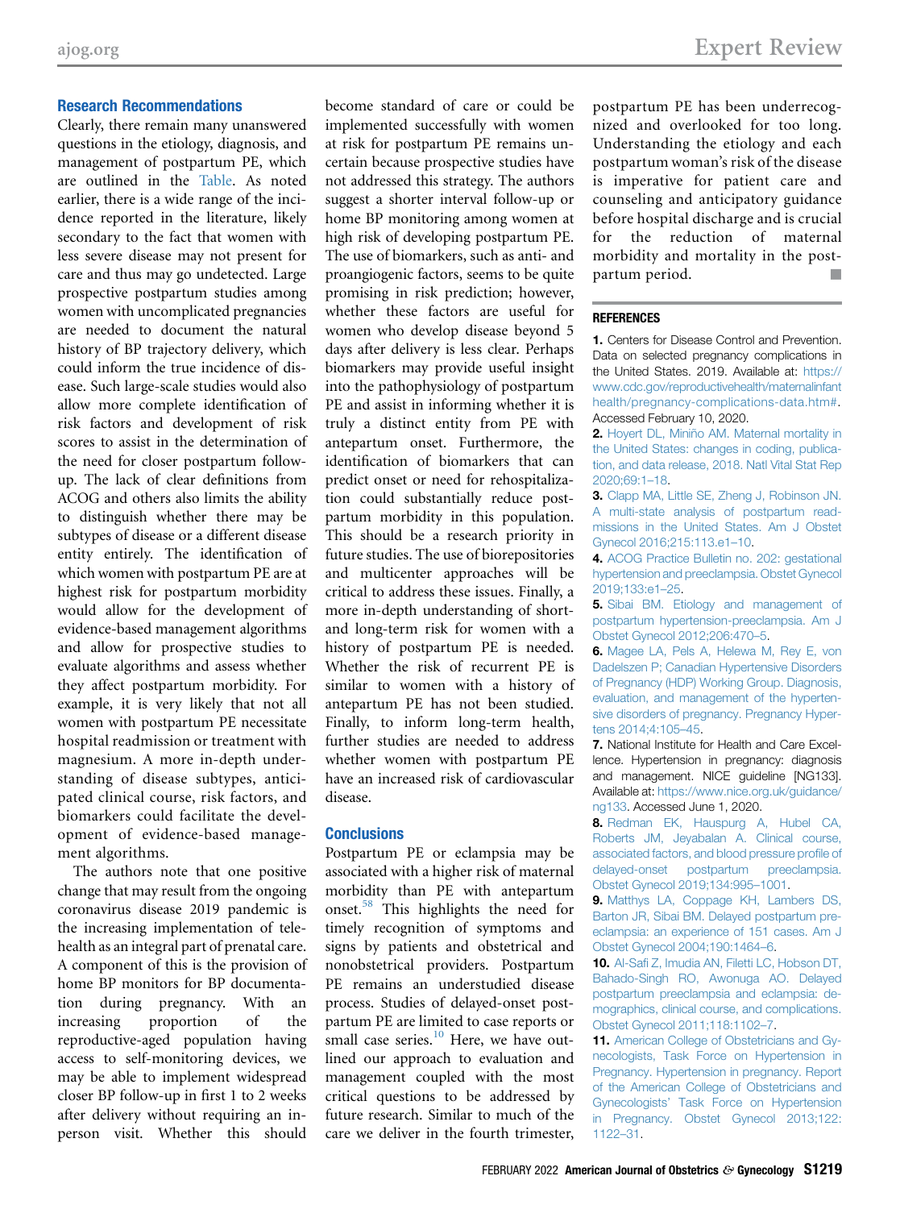### Research Recommendations

Clearly, there remain many unanswered questions in the etiology, diagnosis, and management of postpartum PE, which are outlined in the Table. As noted earlier, there is a wide range of the incidence reported in the literature, likely secondary to the fact that women with less severe disease may not present for care and thus may go undetected. Large prospective postpartum studies among women with uncomplicated pregnancies are needed to document the natural history of BP trajectory delivery, which could inform the true incidence of disease. Such large-scale studies would also allow more complete identification of risk factors and development of risk scores to assist in the determination of the need for closer postpartum follow-up. The lack of clear definitions from ACOG and others also limits the ability to distinguish whether there may be subtypes of disease or a different disease entity entirely. The identification of which women with postpartum PE are at highest risk for postpartum morbidity would allow for the development of evidence-based management algorithms and allow for prospective studies to evaluate algorithms and assess whether they affect postpartum morbidity. For example, it is very likely that not all women with postpartum PE necessitate hospital readmission or treatment with magnesium. A more in-depth understanding of disease subtypes, anticipated clinical course, risk factors, and biomarkers could facilitate the development of evidence-based management algorithms.

The authors note that one positive change that may result from the ongoing coronavirus disease 2019 pandemic is the increasing implementation of telehealth as an integral part of prenatal care. A component of this is the provision of home BP monitors for BP documentation during pregnancy. With an increasing proportion of the reproductive-aged population having access to self-monitoring devices, we may be able to implement widespread closer BP follow-up in first 1 to 2 weeks after delivery without requiring an in-person visit. Whether this should become standard of care or could be implemented successfully with women at risk for postpartum PE remains uncertain because prospective studies have not addressed this strategy. The authors suggest a shorter interval follow-up or home BP monitoring among women at high risk of developing postpartum PE. The use of biomarkers, such as anti- and proangiogenic factors, seems to be quite promising in risk prediction; however, whether these factors are useful for women who develop disease beyond 5 days after delivery is less clear. Perhaps biomarkers may provide useful insight into the pathophysiology of postpartum PE and assist in informing whether it is truly a distinct entity from PE with antepartum onset. Furthermore, the identification of biomarkers that can predict onset or need for rehospitalization could substantially reduce postpartum morbidity in this population. This should be a research priority in future studies. The use of biorepositories and multicenter approaches will be critical to address these issues. Finally, a more in-depth understanding of short- and long-term risk for women with a history of postpartum PE is needed. Whether the risk of recurrent PE is similar to women with a history of antepartum PE has not been studied. Finally, to inform long-term health, further studies are needed to address whether women with postpartum PE have an increased risk of cardiovascular disease.

### Conclusions

Postpartum PE or eclampsia may be associated with a higher risk of maternal morbidity than PE with antepartum onset.[58] This highlights the need for timely recognition of symptoms and signs by patients and obstetrical and nonobstetrical providers. Postpartum PE remains an understudied disease process. Studies of delayed-onset postpartum PE are limited to case reports or small case series.[10] Here, we have outlined our approach to evaluation and management coupled with the most critical questions to be addressed by future research. Similar to much of the care we deliver in the fourth trimester, postpartum PE has been underrecognized and overlooked for too long. Understanding the etiology and each postpartum woman's risk of the disease is imperative for patient care and counseling and anticipatory guidance before hospital discharge and is crucial for the reduction of maternal morbidity and mortality in the postpartum period. ■

### REFERENCES

1. Centers for Disease Control and Prevention. Data on selected pregnancy complications in the United States. 2019. Available at: https://www.cdc.gov/reproductivehealth/maternalinfanthealth/pregnancy-complications-data.htm#. Accessed February 10, 2020.
2. Hoyert DL, Miniño AM. Maternal mortality in the United States: changes in coding, publication, and data release, 2018. Natl Vital Stat Rep 2020;69:1–18.
3. Clapp MA, Little SE, Zheng J, Robinson JN. A multi-state analysis of postpartum readmissions in the United States. Am J Obstet Gynecol 2016;215:113.e1–10.
4. ACOG Practice Bulletin no. 202: gestational hypertension and preeclampsia. Obstet Gynecol 2019;133:e1–25.
5. Sibai BM. Etiology and management of postpartum hypertension-preeclampsia. Am J Obstet Gynecol 2012;206:470–5.
6. Magee LA, Pels A, Helewa M, Rey E, von Dadelszen P; Canadian Hypertensive Disorders of Pregnancy (HDP) Working Group. Diagnosis, evaluation, and management of the hypertensive disorders of pregnancy. Pregnancy Hypertens 2014;4:105–45.
7. National Institute for Health and Care Excellence. Hypertension in pregnancy: diagnosis and management. NICE guideline [NG133]. Available at: https://www.nice.org.uk/guidance/ng133. Accessed June 1, 2020.
8. Redman EK, Hauspurg A, Hubel CA, Roberts JM, Jeyabalan A. Clinical course, associated factors, and blood pressure profile of delayed-onset postpartum preeclampsia. Obstet Gynecol 2019;134:995–1001.
9. Matthys LA, Coppage KH, Lambers DS, Barton JR, Sibai BM. Delayed postpartum preeclampsia: an experience of 151 cases. Am J Obstet Gynecol 2004;190:1464–6.
10. Al-Safi Z, Imudia AN, Filetti LC, Hobson DT, Bahado-Singh RO, Awonuga AO. Delayed postpartum preeclampsia and eclampsia: demographics, clinical course, and complications. Obstet Gynecol 2011;118:1102–7.
11. American College of Obstetricians and Gynecologists, Task Force on Hypertension in Pregnancy. Hypertension in pregnancy. Report of the American College of Obstetricians and Gynecologists' Task Force on Hypertension in Pregnancy. Obstet Gynecol 2013;122:1122–31.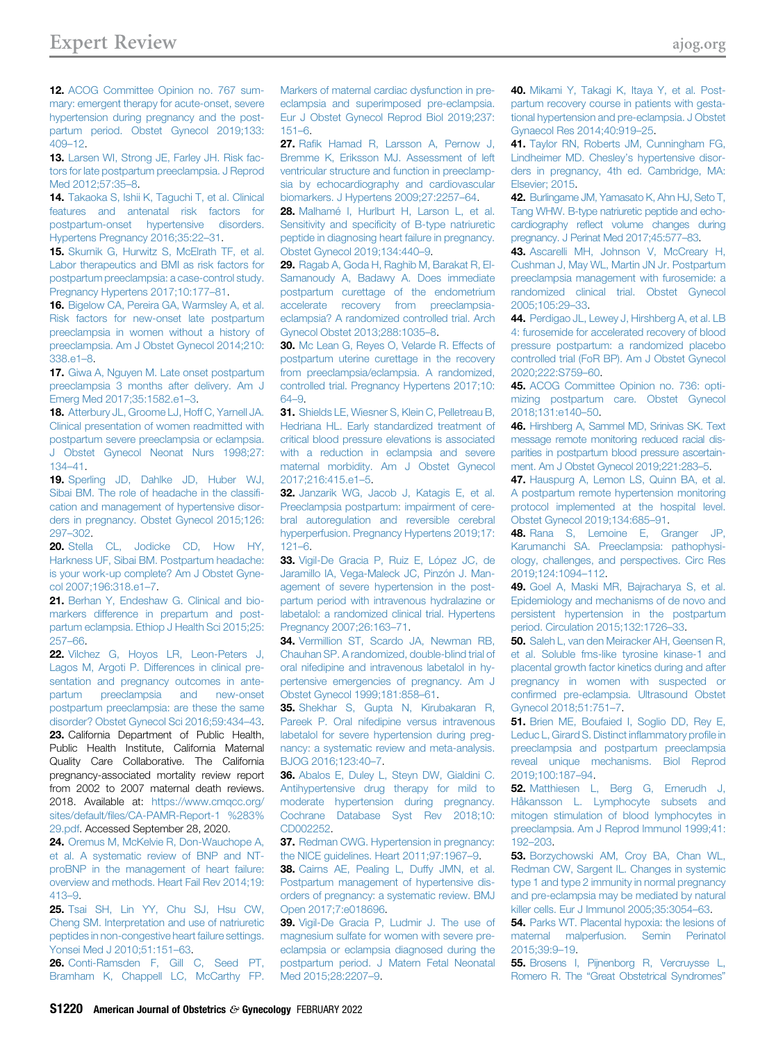12. ACOG Committee Opinion no. 767 summary: emergent therapy for acute-onset, severe hypertension during pregnancy and the postpartum period. Obstet Gynecol 2019;133:409–12.

13. Larsen WI, Strong JE, Farley JH. Risk factors for late postpartum preeclampsia. J Reprod Med 2012;57:35–8.

14. Takaoka S, Ishii K, Taguchi T, et al. Clinical features and antenatal risk factors for postpartum-onset hypertensive disorders. Hypertens Pregnancy 2016;35:22–31.

15. Skurnik G, Hurwitz S, McElrath TF, et al. Labor therapeutics and BMI as risk factors for postpartum preeclampsia: a case-control study. Pregnancy Hypertens 2017;10:177–81.

16. Bigelow CA, Pereira GA, Warmsley A, et al. Risk factors for new-onset late postpartum preeclampsia in women without a history of preeclampsia. Am J Obstet Gynecol 2014;210:338.e1–8.

17. Giwa A, Nguyen M. Late onset postpartum preeclampsia 3 months after delivery. Am J Emerg Med 2017;35:1582.e1–3.

18. Atterbury JL, Groome LJ, Hoff C, Yarnell JA. Clinical presentation of women readmitted with postpartum severe preeclampsia or eclampsia. J Obstet Gynecol Neonat Nurs 1998;27:134–41.

19. Sperling JD, Dahlke JD, Huber WJ, Sibai BM. The role of headache in the classification and management of hypertensive disorders in pregnancy. Obstet Gynecol 2015;126:297–302.

20. Stella CL, Jodicke CD, How HY, Harkness UF, Sibai BM. Postpartum headache: is your work-up complete? Am J Obstet Gynecol 2007;196:318.e1–7.

21. Berhan Y, Endeshaw G. Clinical and biomarkers difference in prepartum and postpartum eclampsia. Ethiop J Health Sci 2015;25:257–66.

22. Vilchez G, Hoyos LR, Leon-Peters J, Lagos M, Argoti P. Differences in clinical presentation and pregnancy outcomes in antepartum preeclampsia and new-onset postpartum preeclampsia: are these the same disorder? Obstet Gynecol Sci 2016;59:434–43.

23. California Department of Public Health, Public Health Institute, California Maternal Quality Care Collaborative. The California pregnancy-associated mortality review report from 2002 to 2007 maternal death reviews. 2018. Available at: https://www.cmqcc.org/sites/default/files/CA-PAMR-Report-1 %283%29.pdf. Accessed September 28, 2020.

24. Oremus M, McKelvie R, Don-Wauchope A, et al. A systematic review of BNP and NT-proBNP in the management of heart failure: overview and methods. Heart Fail Rev 2014;19:413–9.

25. Tsai SH, Lin YY, Chu SJ, Hsu CW, Cheng SM. Interpretation and use of natriuretic peptides in non-congestive heart failure settings. Yonsei Med J 2010;51:151–63.

26. Conti-Ramsden F, Gill C, Seed PT, Bramham K, Chappell LC, McCarthy FP. Markers of maternal cardiac dysfunction in pre-eclampsia and superimposed pre-eclampsia. Eur J Obstet Gynecol Reprod Biol 2019;237:151–6.

27. Rafik Hamad R, Larsson A, Pernow J, Bremme K, Eriksson MJ. Assessment of left ventricular structure and function in preeclampsia by echocardiography and cardiovascular biomarkers. J Hypertens 2009;27:2257–64.

28. Malhamé I, Hurlburt H, Larson L, et al. Sensitivity and specificity of B-type natriuretic peptide in diagnosing heart failure in pregnancy. Obstet Gynecol 2019;134:440–9.

29. Ragab A, Goda H, Raghib M, Barakat R, El-Samanoudy A, Badawy A. Does immediate postpartum curettage of the endometrium accelerate recovery from preeclampsia-eclampsia? A randomized controlled trial. Arch Gynecol Obstet 2013;288:1035–8.

30. Mc Lean G, Reyes O, Velarde R. Effects of postpartum uterine curettage in the recovery from preeclampsia/eclampsia. A randomized, controlled trial. Pregnancy Hypertens 2017;10:64–9.

31. Shields LE, Wiesner S, Klein C, Pelletreau B, Hedriana HL. Early standardized treatment of critical blood pressure elevations is associated with a reduction in eclampsia and severe maternal morbidity. Am J Obstet Gynecol 2017;216:415.e1–5.

32. Janzarik WG, Jacob J, Katagis E, et al. Preeclampsia postpartum: impairment of cerebral autoregulation and reversible cerebral hyperperfusion. Pregnancy Hypertens 2019;17:121–6.

33. Vigil-De Gracia P, Ruiz E, López JC, de Jaramillo IA, Vega-Maleck JC, Pinzón J. Management of severe hypertension in the postpartum period with intravenous hydralazine or labetalol: a randomized clinical trial. Hypertens Pregnancy 2007;26:163–71.

34. Vermillion ST, Scardo JA, Newman RB, Chauhan SP. A randomized, double-blind trial of oral nifedipine and intravenous labetalol in hypertensive emergencies of pregnancy. Am J Obstet Gynecol 1999;181:858–61.

35. Shekhar S, Gupta N, Kirubakaran R, Pareek P. Oral nifedipine versus intravenous labetalol for severe hypertension during pregnancy: a systematic review and meta-analysis. BJOG 2016;123:40–7.

36. Abalos E, Duley L, Steyn DW, Gialdini C. Antihypertensive drug therapy for mild to moderate hypertension during pregnancy. Cochrane Database Syst Rev 2018;10:CD002252.

37. Redman CWG. Hypertension in pregnancy: the NICE guidelines. Heart 2011;97:1967–9.

38. Cairns AE, Pealing L, Duffy JMN, et al. Postpartum management of hypertensive disorders of pregnancy: a systematic review. BMJ Open 2017;7:e018696.

39. Vigil-De Gracia P, Ludmir J. The use of magnesium sulfate for women with severe preeclampsia or eclampsia diagnosed during the postpartum period. J Matern Fetal Neonatal Med 2015;28:2207–9.

40. Mikami Y, Takagi K, Itaya Y, et al. Postpartum recovery course in patients with gestational hypertension and pre-eclampsia. J Obstet Gynaecol Res 2014;40:919–25.

41. Taylor RN, Roberts JM, Cunningham FG, Lindheimer MD. Chesley's hypertensive disorders in pregnancy, 4th ed. Cambridge, MA: Elsevier; 2015.

42. Burlingame JM, Yamasato K, Ahn HJ, Seto T, Tang WHW. B-type natriuretic peptide and echocardiography reflect volume changes during pregnancy. J Perinat Med 2017;45:577–83.

43. Ascarelli MH, Johnson V, McCreary H, Cushman J, May WL, Martin JN Jr. Postpartum preeclampsia management with furosemide: a randomized clinical trial. Obstet Gynecol 2005;105:29–33.

44. Perdigao JL, Lewey J, Hirshberg A, et al. LB 4: furosemide for accelerated recovery of blood pressure postpartum: a randomized placebo controlled trial (FoR BP). Am J Obstet Gynecol 2020;222:S759–60.

45. ACOG Committee Opinion no. 736: optimizing postpartum care. Obstet Gynecol 2018;131:e140–50.

46. Hirshberg A, Sammel MD, Srinivas SK. Text message remote monitoring reduced racial disparities in postpartum blood pressure ascertainment. Am J Obstet Gynecol 2019;221:283–5.

47. Hauspurg A, Lemon LS, Quinn BA, et al. A postpartum remote hypertension monitoring protocol implemented at the hospital level. Obstet Gynecol 2019;134:685–91.

48. Rana S, Lemoine E, Granger JP, Karumanchi SA. Preeclampsia: pathophysiology, challenges, and perspectives. Circ Res 2019;124:1094–112.

49. Goel A, Maski MR, Bajracharya S, et al. Epidemiology and mechanisms of de novo and persistent hypertension in the postpartum period. Circulation 2015;132:1726–33.

50. Saleh L, van den Meiracker AH, Geensen R, et al. Soluble fms-like tyrosine kinase-1 and placental growth factor kinetics during and after pregnancy in women with suspected or confirmed pre-eclampsia. Ultrasound Obstet Gynecol 2018;51:751–7.

51. Brien ME, Boufaied I, Soglio DD, Rey E, Leduc L, Girard S. Distinct inflammatory profile in preeclampsia and postpartum preeclampsia reveal unique mechanisms. Biol Reprod 2019;100:187–94.

52. Matthiesen L, Berg G, Ernerudh J, Håkansson L. Lymphocyte subsets and mitogen stimulation of blood lymphocytes in preeclampsia. Am J Reprod Immunol 1999;41:192–203.

53. Borzychowski AM, Croy BA, Chan WL, Redman CW, Sargent IL. Changes in systemic type 1 and type 2 immunity in normal pregnancy and pre-eclampsia may be mediated by natural killer cells. Eur J Immunol 2005;35:3054–63.

54. Parks WT. Placental hypoxia: the lesions of maternal malperfusion. Semin Perinatol 2015;39:9–19.

55. Brosens I, Pijnenborg R, Vercruysse L, Romero R. The "Great Obstetrical Syndromes"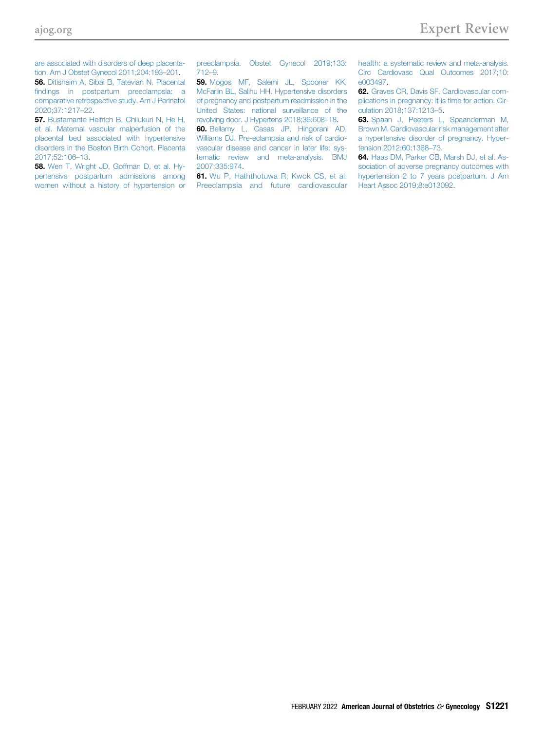are associated with disorders of deep placentation. Am J Obstet Gynecol 2011;204:193–201.

**56.** Ditisheim A, Sibai B, Tatevian N. Placental findings in postpartum preeclampsia: a comparative retrospective study. Am J Perinatol 2020;37:1217–22.

**57.** Bustamante Helfrich B, Chilukuri N, He H, et al. Maternal vascular malperfusion of the placental bed associated with hypertensive disorders in the Boston Birth Cohort. Placenta 2017;52:106–13.

**58.** Wen T, Wright JD, Goffman D, et al. Hypertensive postpartum admissions among women without a history of hypertension or preeclampsia. Obstet Gynecol 2019;133:712–9.

**59.** Mogos MF, Salemi JL, Spooner KK, McFarlin BL, Salihu HH. Hypertensive disorders of pregnancy and postpartum readmission in the United States: national surveillance of the revolving door. J Hypertens 2018;36:608–18.

**60.** Bellamy L, Casas JP, Hingorani AD, Williams DJ. Pre-eclampsia and risk of cardiovascular disease and cancer in later life: systematic review and meta-analysis. BMJ 2007;335:974.

**61.** Wu P, Haththotuwa R, Kwok CS, et al. Preeclampsia and future cardiovascular health: a systematic review and meta-analysis. Circ Cardiovasc Qual Outcomes 2017;10:e003497.

**62.** Graves CR, Davis SF. Cardiovascular complications in pregnancy: it is time for action. Circulation 2018;137:1213–5.

**63.** Spaan J, Peeters L, Spaanderman M, Brown M. Cardiovascular risk management after a hypertensive disorder of pregnancy. Hypertension 2012;60:1368–73.

**64.** Haas DM, Parker CB, Marsh DJ, et al. Association of adverse pregnancy outcomes with hypertension 2 to 7 years postpartum. J Am Heart Assoc 2019;8:e013092.